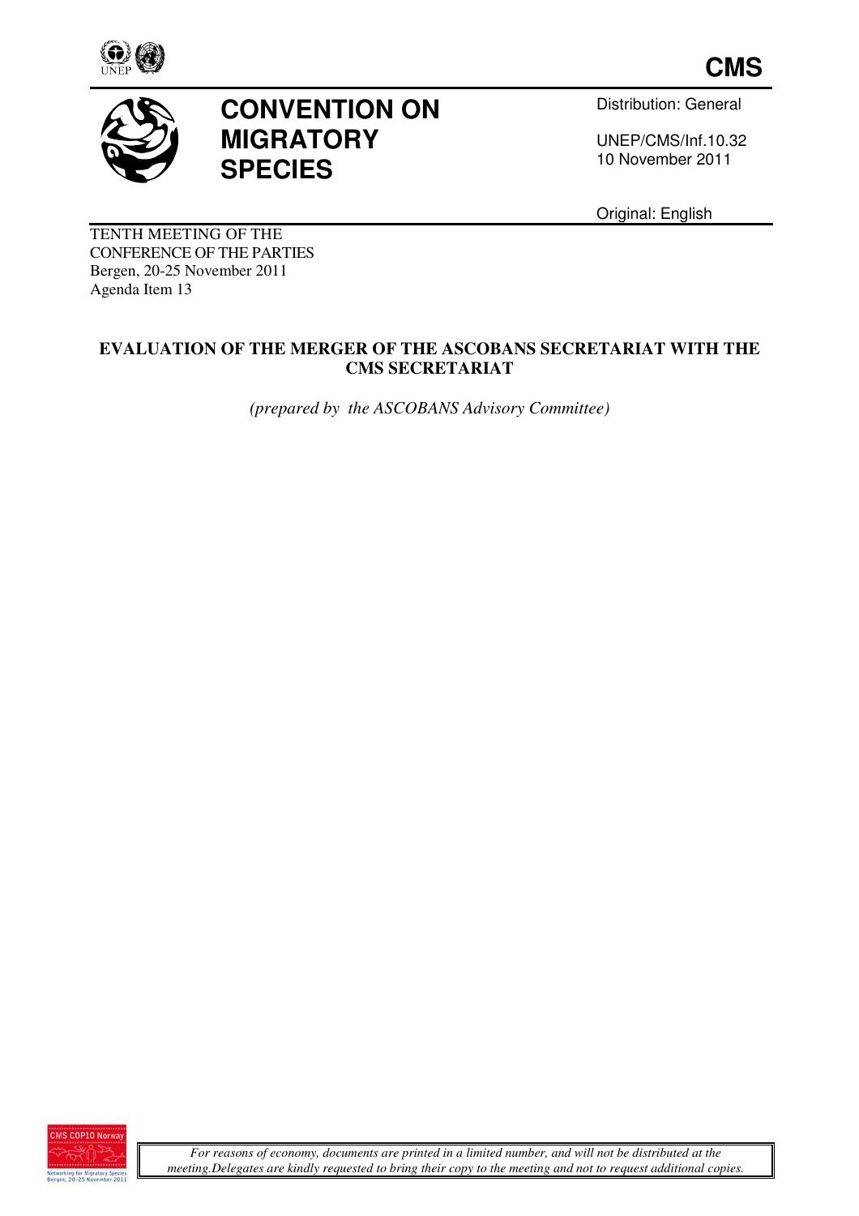**CMS**

# CONVENTION ON MIGRATORY SPECIES

Distribution: General

UNEP/CMS/Inf.10.32
10 November 2011

Original: English

TENTH MEETING OF THE
CONFERENCE OF THE PARTIES
Bergen, 20-25 November 2011
Agenda Item 13

## EVALUATION OF THE MERGER OF THE ASCOBANS SECRETARIAT WITH THE CMS SECRETARIAT

*(prepared by the ASCOBANS Advisory Committee)*

*For reasons of economy, documents are printed in a limited number, and will not be distributed at the meeting. Delegates are kindly requested to bring their copy to the meeting and not to request additional copies.*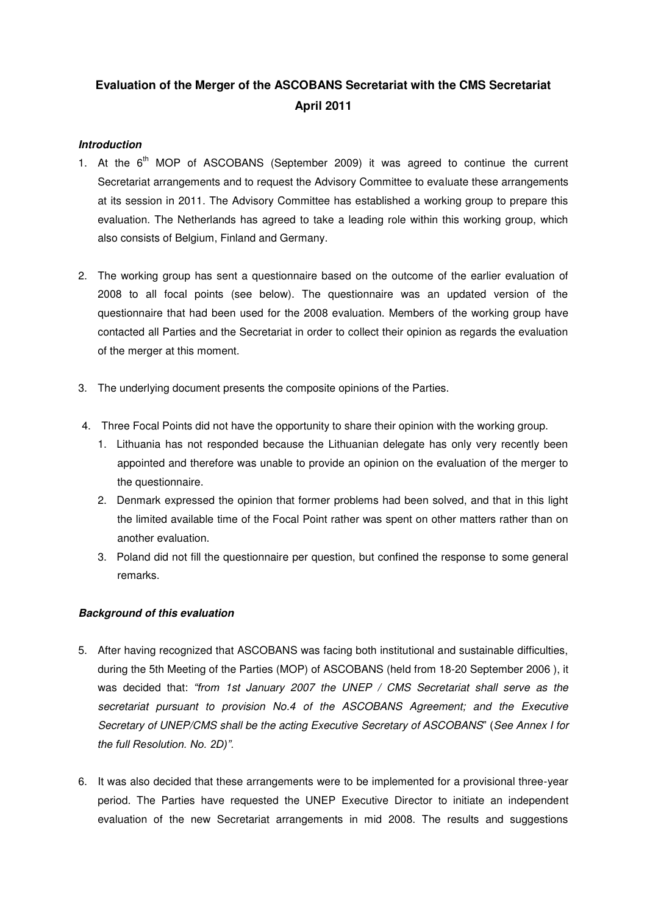# Evaluation of the Merger of the ASCOBANS Secretariat with the CMS Secretariat
## April 2011

***Introduction***

1. At the 6th MOP of ASCOBANS (September 2009) it was agreed to continue the current Secretariat arrangements and to request the Advisory Committee to evaluate these arrangements at its session in 2011. The Advisory Committee has established a working group to prepare this evaluation. The Netherlands has agreed to take a leading role within this working group, which also consists of Belgium, Finland and Germany.

2. The working group has sent a questionnaire based on the outcome of the earlier evaluation of 2008 to all focal points (see below). The questionnaire was an updated version of the questionnaire that had been used for the 2008 evaluation. Members of the working group have contacted all Parties and the Secretariat in order to collect their opinion as regards the evaluation of the merger at this moment.

3. The underlying document presents the composite opinions of the Parties.

4. Three Focal Points did not have the opportunity to share their opinion with the working group.
   1. Lithuania has not responded because the Lithuanian delegate has only very recently been appointed and therefore was unable to provide an opinion on the evaluation of the merger to the questionnaire.
   2. Denmark expressed the opinion that former problems had been solved, and that in this light the limited available time of the Focal Point rather was spent on other matters rather than on another evaluation.
   3. Poland did not fill the questionnaire per question, but confined the response to some general remarks.

***Background of this evaluation***

5. After having recognized that ASCOBANS was facing both institutional and sustainable difficulties, during the 5th Meeting of the Parties (MOP) of ASCOBANS (held from 18-20 September 2006 ), it was decided that: *"from 1st January 2007 the UNEP / CMS Secretariat shall serve as the secretariat pursuant to provision No.4 of the ASCOBANS Agreement; and the Executive Secretary of UNEP/CMS shall be the acting Executive Secretary of ASCOBANS*" (*See Annex I for the full Resolution. No. 2D)".*

6. It was also decided that these arrangements were to be implemented for a provisional three-year period. The Parties have requested the UNEP Executive Director to initiate an independent evaluation of the new Secretariat arrangements in mid 2008. The results and suggestions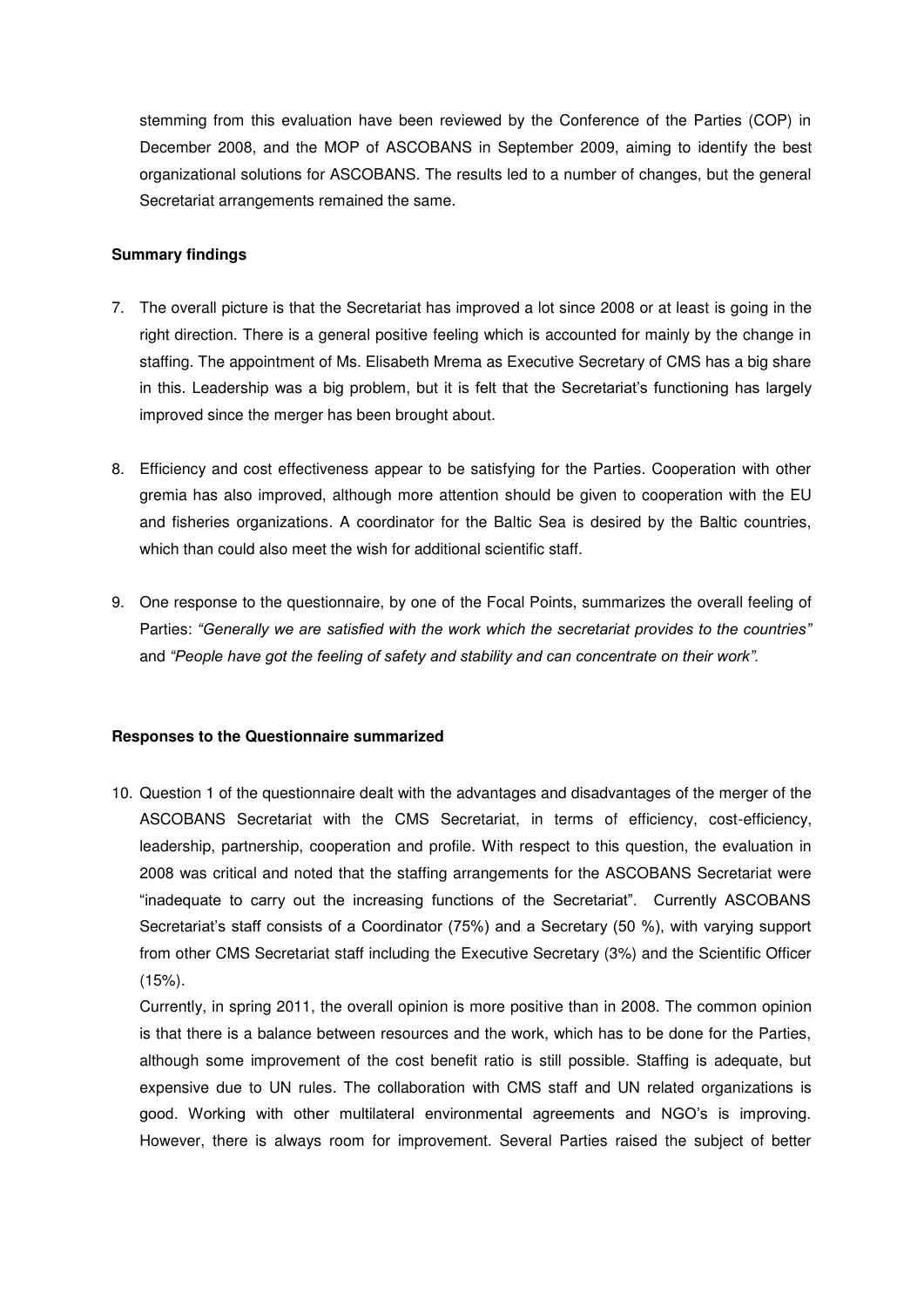stemming from this evaluation have been reviewed by the Conference of the Parties (COP) in December 2008, and the MOP of ASCOBANS in September 2009, aiming to identify the best organizational solutions for ASCOBANS. The results led to a number of changes, but the general Secretariat arrangements remained the same.

**Summary findings**

7. The overall picture is that the Secretariat has improved a lot since 2008 or at least is going in the right direction. There is a general positive feeling which is accounted for mainly by the change in staffing. The appointment of Ms. Elisabeth Mrema as Executive Secretary of CMS has a big share in this. Leadership was a big problem, but it is felt that the Secretariat's functioning has largely improved since the merger has been brought about.

8. Efficiency and cost effectiveness appear to be satisfying for the Parties. Cooperation with other gremia has also improved, although more attention should be given to cooperation with the EU and fisheries organizations. A coordinator for the Baltic Sea is desired by the Baltic countries, which than could also meet the wish for additional scientific staff.

9. One response to the questionnaire, by one of the Focal Points, summarizes the overall feeling of Parties: *"Generally we are satisfied with the work which the secretariat provides to the countries"* and *"People have got the feeling of safety and stability and can concentrate on their work".*

**Responses to the Questionnaire summarized**

10. Question 1 of the questionnaire dealt with the advantages and disadvantages of the merger of the ASCOBANS Secretariat with the CMS Secretariat, in terms of efficiency, cost-efficiency, leadership, partnership, cooperation and profile. With respect to this question, the evaluation in 2008 was critical and noted that the staffing arrangements for the ASCOBANS Secretariat were "inadequate to carry out the increasing functions of the Secretariat". Currently ASCOBANS Secretariat's staff consists of a Coordinator (75%) and a Secretary (50 %), with varying support from other CMS Secretariat staff including the Executive Secretary (3%) and the Scientific Officer (15%).

    Currently, in spring 2011, the overall opinion is more positive than in 2008. The common opinion is that there is a balance between resources and the work, which has to be done for the Parties, although some improvement of the cost benefit ratio is still possible. Staffing is adequate, but expensive due to UN rules. The collaboration with CMS staff and UN related organizations is good. Working with other multilateral environmental agreements and NGO's is improving. However, there is always room for improvement. Several Parties raised the subject of better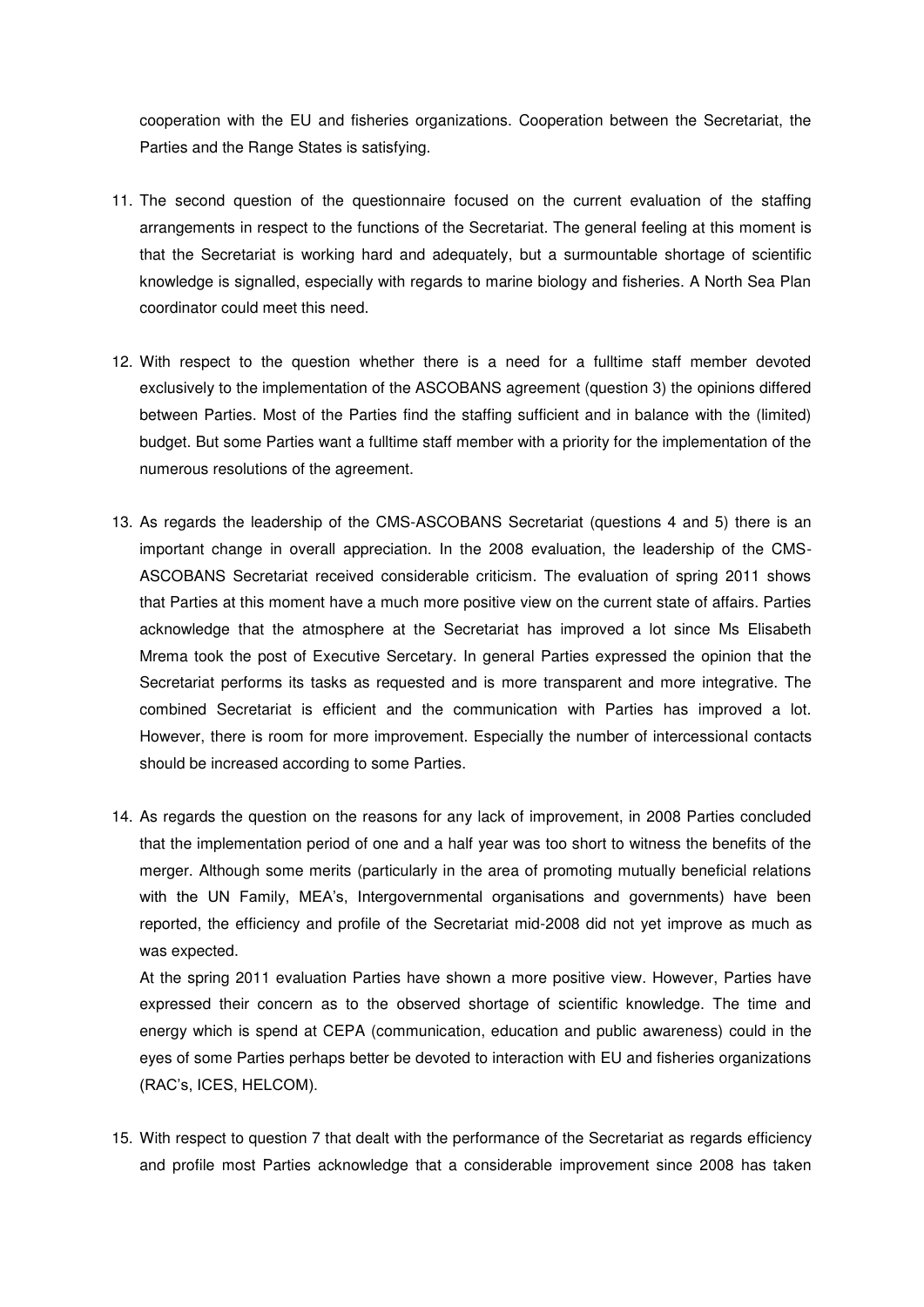cooperation with the EU and fisheries organizations. Cooperation between the Secretariat, the Parties and the Range States is satisfying.

11. The second question of the questionnaire focused on the current evaluation of the staffing arrangements in respect to the functions of the Secretariat. The general feeling at this moment is that the Secretariat is working hard and adequately, but a surmountable shortage of scientific knowledge is signalled, especially with regards to marine biology and fisheries. A North Sea Plan coordinator could meet this need.

12. With respect to the question whether there is a need for a fulltime staff member devoted exclusively to the implementation of the ASCOBANS agreement (question 3) the opinions differed between Parties. Most of the Parties find the staffing sufficient and in balance with the (limited) budget. But some Parties want a fulltime staff member with a priority for the implementation of the numerous resolutions of the agreement.

13. As regards the leadership of the CMS-ASCOBANS Secretariat (questions 4 and 5) there is an important change in overall appreciation. In the 2008 evaluation, the leadership of the CMS-ASCOBANS Secretariat received considerable criticism. The evaluation of spring 2011 shows that Parties at this moment have a much more positive view on the current state of affairs. Parties acknowledge that the atmosphere at the Secretariat has improved a lot since Ms Elisabeth Mrema took the post of Executive Sercetary. In general Parties expressed the opinion that the Secretariat performs its tasks as requested and is more transparent and more integrative. The combined Secretariat is efficient and the communication with Parties has improved a lot. However, there is room for more improvement. Especially the number of intercessional contacts should be increased according to some Parties.

14. As regards the question on the reasons for any lack of improvement, in 2008 Parties concluded that the implementation period of one and a half year was too short to witness the benefits of the merger. Although some merits (particularly in the area of promoting mutually beneficial relations with the UN Family, MEA's, Intergovernmental organisations and governments) have been reported, the efficiency and profile of the Secretariat mid-2008 did not yet improve as much as was expected.
   At the spring 2011 evaluation Parties have shown a more positive view. However, Parties have expressed their concern as to the observed shortage of scientific knowledge. The time and energy which is spend at CEPA (communication, education and public awareness) could in the eyes of some Parties perhaps better be devoted to interaction with EU and fisheries organizations (RAC's, ICES, HELCOM).

15. With respect to question 7 that dealt with the performance of the Secretariat as regards efficiency and profile most Parties acknowledge that a considerable improvement since 2008 has taken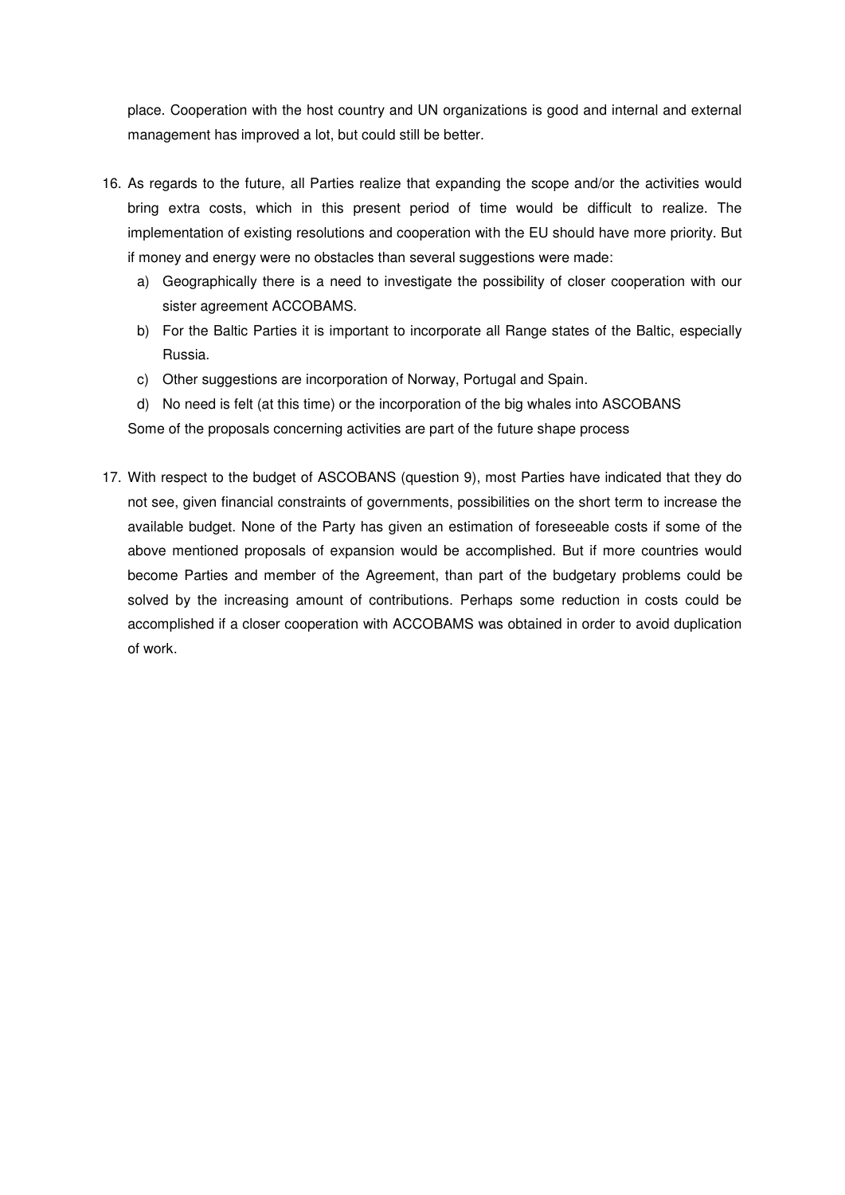place. Cooperation with the host country and UN organizations is good and internal and external management has improved a lot, but could still be better.

16. As regards to the future, all Parties realize that expanding the scope and/or the activities would bring extra costs, which in this present period of time would be difficult to realize. The implementation of existing resolutions and cooperation with the EU should have more priority. But if money and energy were no obstacles than several suggestions were made:
    a) Geographically there is a need to investigate the possibility of closer cooperation with our sister agreement ACCOBAMS.
    b) For the Baltic Parties it is important to incorporate all Range states of the Baltic, especially Russia.
    c) Other suggestions are incorporation of Norway, Portugal and Spain.
    d) No need is felt (at this time) or the incorporation of the big whales into ASCOBANS

    Some of the proposals concerning activities are part of the future shape process

17. With respect to the budget of ASCOBANS (question 9), most Parties have indicated that they do not see, given financial constraints of governments, possibilities on the short term to increase the available budget. None of the Party has given an estimation of foreseeable costs if some of the above mentioned proposals of expansion would be accomplished. But if more countries would become Parties and member of the Agreement, than part of the budgetary problems could be solved by the increasing amount of contributions. Perhaps some reduction in costs could be accomplished if a closer cooperation with ACCOBAMS was obtained in order to avoid duplication of work.